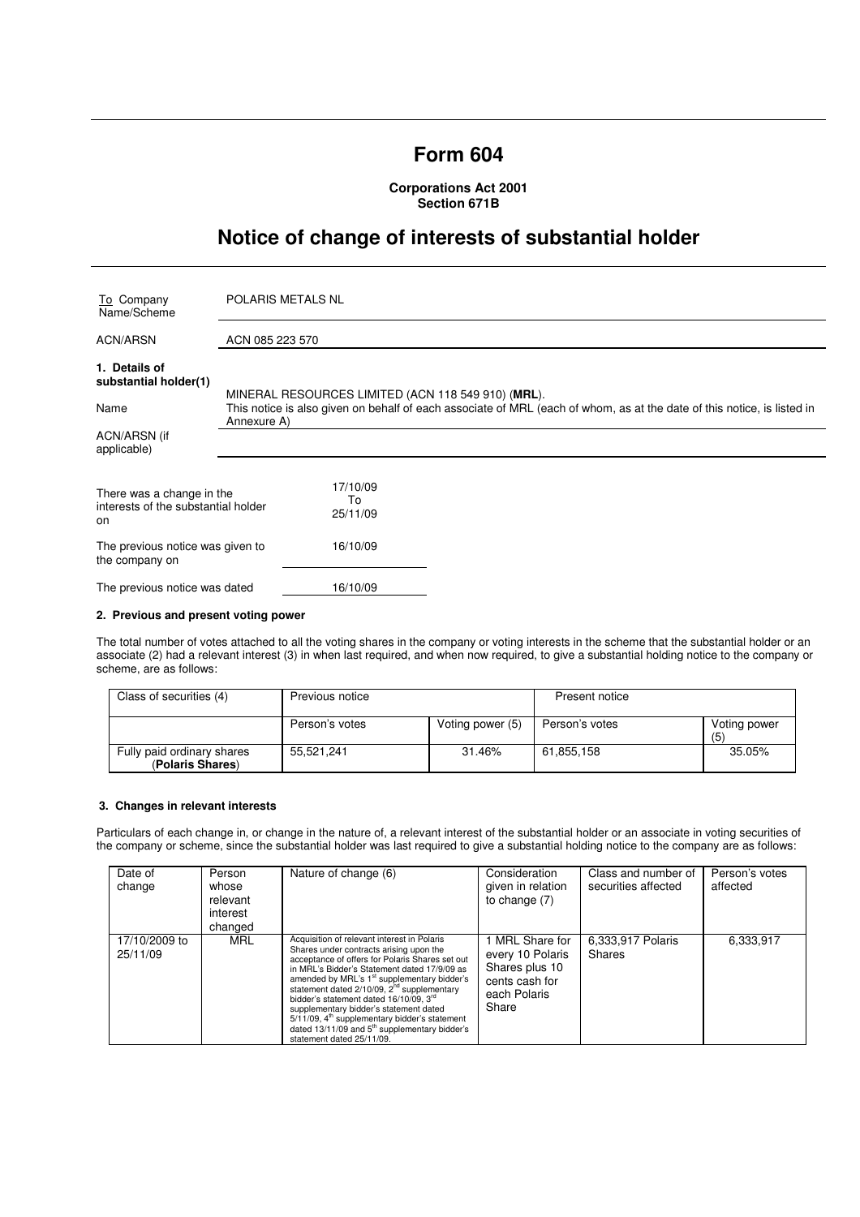# Form 604

**Corporations Act 2001**
**Section 671B**

## Notice of change of interests of substantial holder

| | |
|---|---|
| To Company Name/Scheme | POLARIS METALS NL |
| ACN/ARSN | ACN 085 223 570 |

**1. Details of substantial holder(1)**

| | |
|---|---|
| Name | MINERAL RESOURCES LIMITED (ACN 118 549 910) (**MRL**). This notice is also given on behalf of each associate of MRL (each of whom, as at the date of this notice, is listed in Annexure A) |
| ACN/ARSN (if applicable) | |

| | |
|---|---|
| There was a change in the interests of the substantial holder on | 17/10/09 To 25/11/09 |
| The previous notice was given to the company on | 16/10/09 |
| The previous notice was dated | 16/10/09 |

### 2. Previous and present voting power

The total number of votes attached to all the voting shares in the company or voting interests in the scheme that the substantial holder or an associate (2) had a relevant interest (3) in when last required, and when now required, to give a substantial holding notice to the company or scheme, are as follows:

| Class of securities (4) | Previous notice | | Present notice | |
|---|---|---|---|---|
| | Person's votes | Voting power (5) | Person's votes | Voting power (5) |
| Fully paid ordinary shares (**Polaris Shares**) | 55,521,241 | 31.46% | 61,855,158 | 35.05% |

### 3. Changes in relevant interests

Particulars of each change in, or change in the nature of, a relevant interest of the substantial holder or an associate in voting securities of the company or scheme, since the substantial holder was last required to give a substantial holding notice to the company are as follows:

| Date of change | Person whose relevant interest changed | Nature of change (6) | Consideration given in relation to change (7) | Class and number of securities affected | Person's votes affected |
|---|---|---|---|---|---|
| 17/10/2009 to 25/11/09 | MRL | Acquisition of relevant interest in Polaris Shares under contracts arising upon the acceptance of offers for Polaris Shares set out in MRL's Bidder's Statement dated 17/9/09 as amended by MRL's 1st supplementary bidder's statement dated 2/10/09, 2nd supplementary bidder's statement dated 16/10/09, 3rd supplementary bidder's statement dated 5/11/09, 4th supplementary bidder's statement dated 13/11/09 and 5th supplementary bidder's statement dated 25/11/09. | 1 MRL Share for every 10 Polaris Shares plus 10 cents cash for each Polaris Share | 6,333,917 Polaris Shares | 6,333,917 |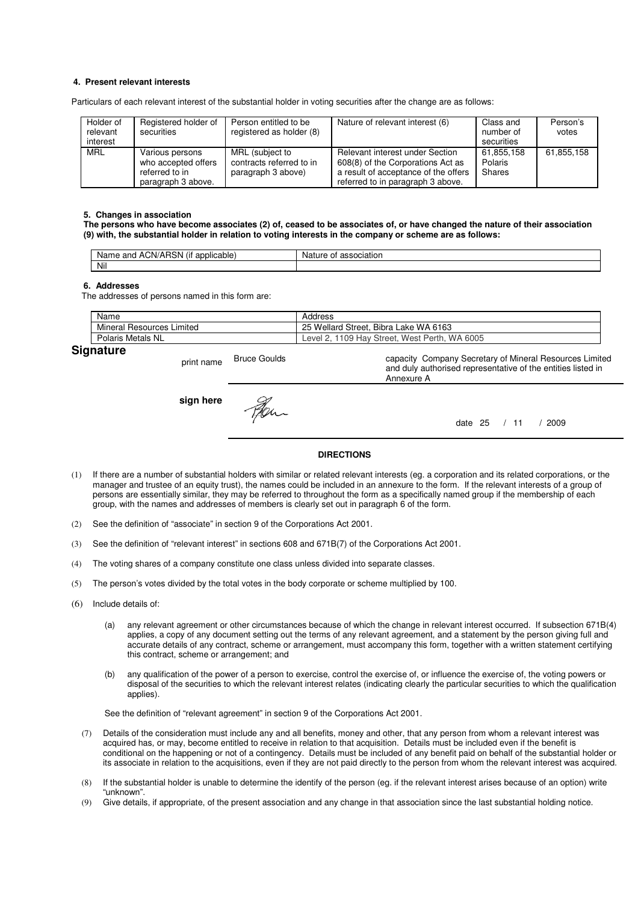### 4. Present relevant interests

Particulars of each relevant interest of the substantial holder in voting securities after the change are as follows:

| Holder of relevant interest | Registered holder of securities | Person entitled to be registered as holder (8) | Nature of relevant interest (6) | Class and number of securities | Person's votes |
|---|---|---|---|---|---|
| MRL | Various persons who accepted offers referred to in paragraph 3 above. | MRL (subject to contracts referred to in paragraph 3 above) | Relevant interest under Section 608(8) of the Corporations Act as a result of acceptance of the offers referred to in paragraph 3 above. | 61,855,158 Polaris Shares | 61,855,158 |

### 5. Changes in association

**The persons who have become associates (2) of, ceased to be associates of, or have changed the nature of their association (9) with, the substantial holder in relation to voting interests in the company or scheme are as follows:**

| Name and ACN/ARSN (if applicable) | Nature of association |
|---|---|
| Nil | |

### 6. Addresses

The addresses of persons named in this form are:

| Name | Address |
|---|---|
| Mineral Resources Limited | 25 Wellard Street, Bibra Lake WA 6163 |
| Polaris Metals NL | Level 2, 1109 Hay Street, West Perth, WA 6005 |

## Signature

print name Bruce Goulds

capacity Company Secretary of Mineral Resources Limited and duly authorised representative of the entities listed in Annexure A

**sign here**

date 25 / 11 / 2009

**DIRECTIONS**

(1) If there are a number of substantial holders with similar or related relevant interests (eg. a corporation and its related corporations, or the manager and trustee of an equity trust), the names could be included in an annexure to the form. If the relevant interests of a group of persons are essentially similar, they may be referred to throughout the form as a specifically named group if the membership of each group, with the names and addresses of members is clearly set out in paragraph 6 of the form.

(2) See the definition of "associate" in section 9 of the Corporations Act 2001.

(3) See the definition of "relevant interest" in sections 608 and 671B(7) of the Corporations Act 2001.

(4) The voting shares of a company constitute one class unless divided into separate classes.

(5) The person's votes divided by the total votes in the body corporate or scheme multiplied by 100.

(6) Include details of:

(a) any relevant agreement or other circumstances because of which the change in relevant interest occurred. If subsection 671B(4) applies, a copy of any document setting out the terms of any relevant agreement, and a statement by the person giving full and accurate details of any contract, scheme or arrangement, must accompany this form, together with a written statement certifying this contract, scheme or arrangement; and

(b) any qualification of the power of a person to exercise, control the exercise of, or influence the exercise of, the voting powers or disposal of the securities to which the relevant interest relates (indicating clearly the particular securities to which the qualification applies).

See the definition of "relevant agreement" in section 9 of the Corporations Act 2001.

(7) Details of the consideration must include any and all benefits, money and other, that any person from whom a relevant interest was acquired has, or may, become entitled to receive in relation to that acquisition. Details must be included even if the benefit is conditional on the happening or not of a contingency. Details must be included of any benefit paid on behalf of the substantial holder or its associate in relation to the acquisitions, even if they are not paid directly to the person from whom the relevant interest was acquired.

(8) If the substantial holder is unable to determine the identify of the person (eg. if the relevant interest arises because of an option) write "unknown".

(9) Give details, if appropriate, of the present association and any change in that association since the last substantial holding notice.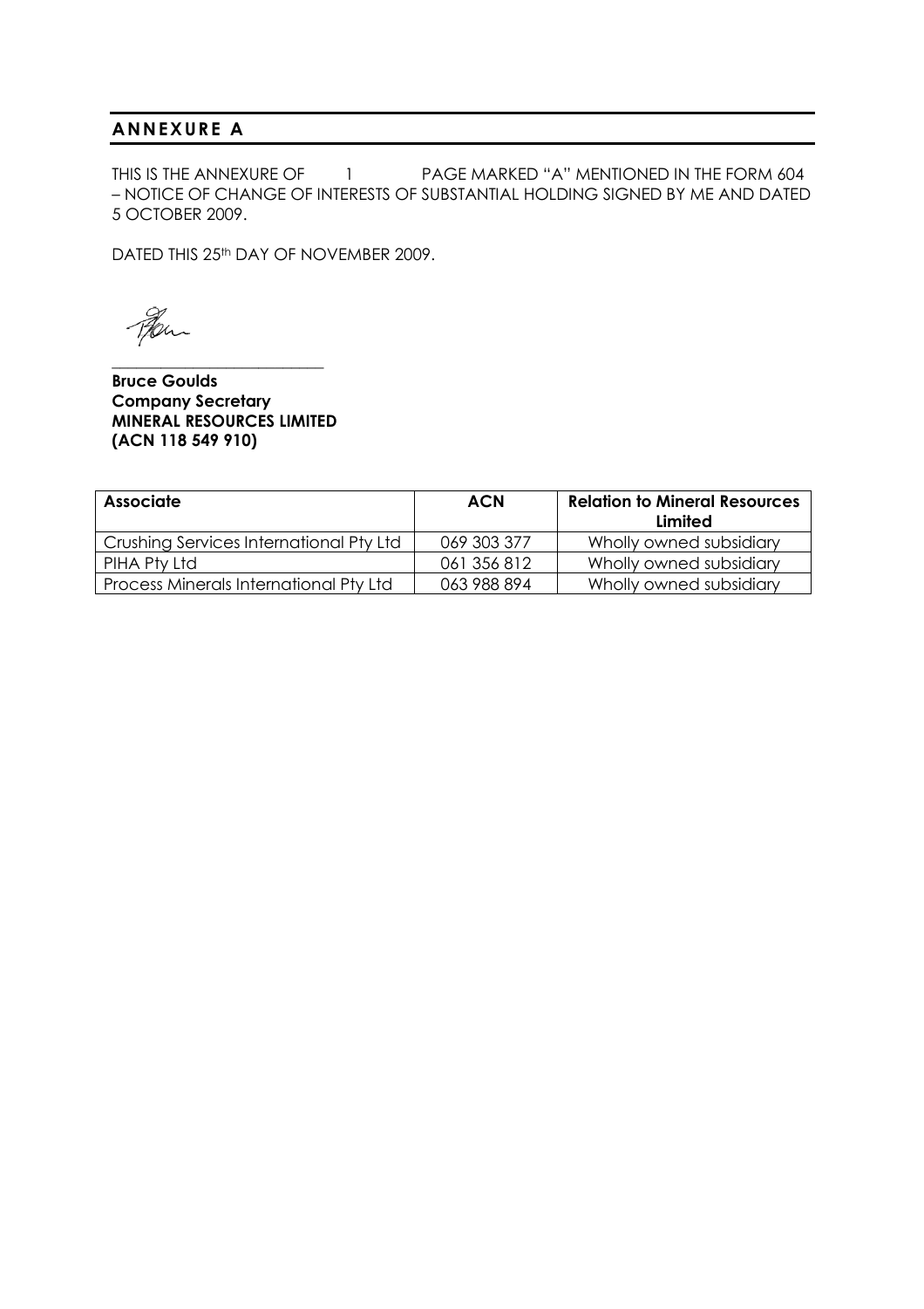## ANNEXURE A

THIS IS THE ANNEXURE OF 1 PAGE MARKED "A" MENTIONED IN THE FORM 604 – NOTICE OF CHANGE OF INTERESTS OF SUBSTANTIAL HOLDING SIGNED BY ME AND DATED 5 OCTOBER 2009.

DATED THIS 25th DAY OF NOVEMBER 2009.

\_\_\_\_\_\_\_\_\_\_\_\_\_\_\_\_\_\_\_\_\_\_\_\_\_\_\_\_

**Bruce Goulds**
**Company Secretary**
**MINERAL RESOURCES LIMITED**
**(ACN 118 549 910)**

| Associate | ACN | Relation to Mineral Resources Limited |
|---|---|---|
| Crushing Services International Pty Ltd | 069 303 377 | Wholly owned subsidiary |
| PIHA Pty Ltd | 061 356 812 | Wholly owned subsidiary |
| Process Minerals International Pty Ltd | 063 988 894 | Wholly owned subsidiary |